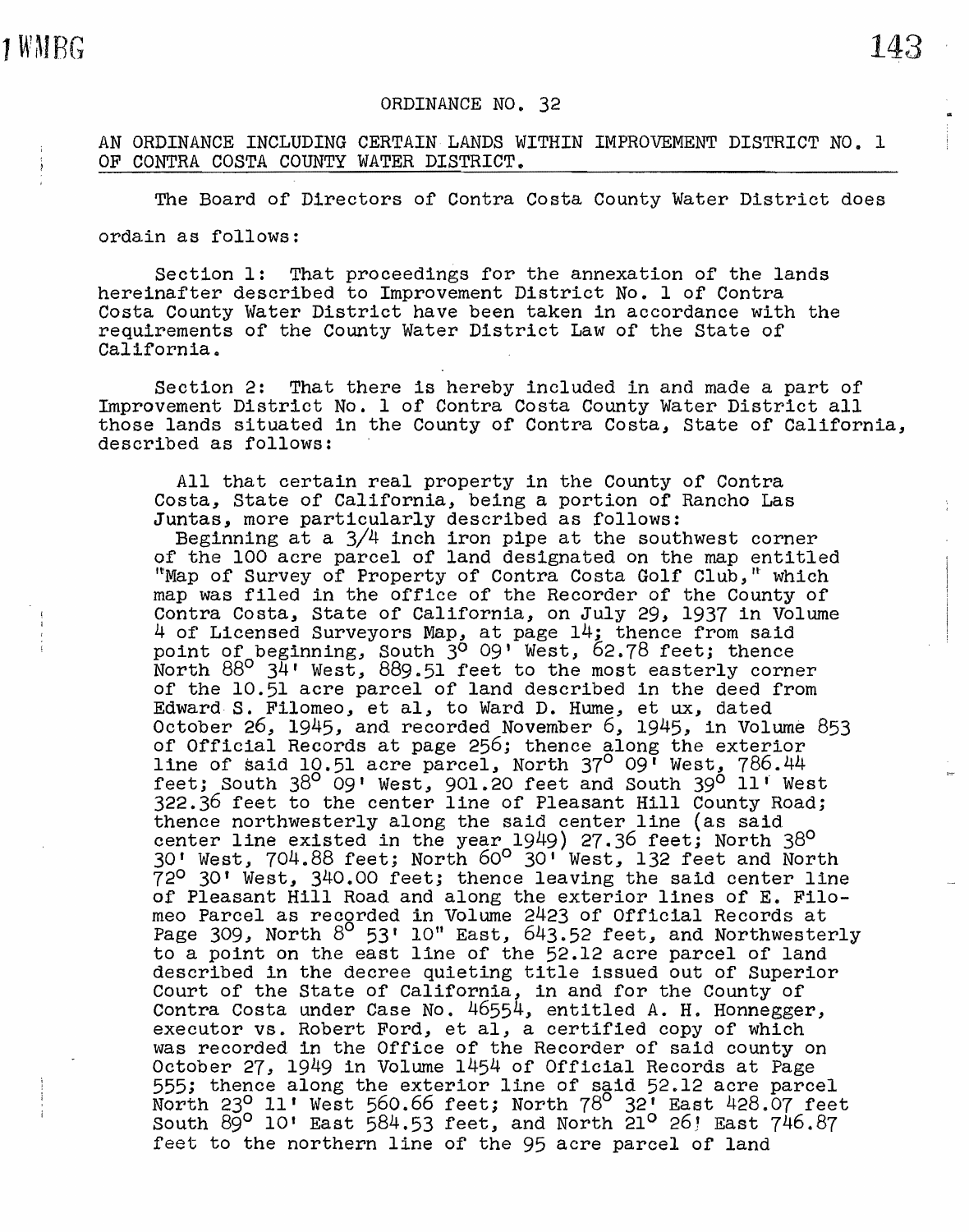# ORDINANCE NO. 32

## AN ORDINANCE INCLUDING CERTAIN LANDS WITHIN IMPROVEMENT DISTRICT NO. 1 OF CONTRA COSTA COUNTY WATER DISTRICT.

The Board of Directors of Contra Costa County Water District does ordain as follows:

Section 1: That proceedings for the annexation of the lands hereinafter described to Improvement District No. 1 of Contra Costa County Water District have been taken in accordance with the requirements of the County Water District Law of the State of California.

Section 2: That there is hereby included in and made a part of Improvement District No. 1 of Contra Costa County Water District all those lands situated in the County of Contra Costa, State of California, described as follows:

All that certain real property in the County of Contra Costa, State of California, being a portion of Rancho Las Juntas, more particularly described as follows:

Beginning at a 3/4 inch iron pipe at the southwest corner of the 100 acre parcel of land designated on the map entitled "Map of Survey of Property of Contra Costa Golf Club," which map was filed in the office of the Recorder of the County of Contra Costa, State of California, on July 29, 1937 in Volume 4 of Licensed Surveyors Map, at page 14; thence from said point of beginning, South 3° 09' West, 62.78 feet; thence North 88° 34' West, 889.51 feet to the most easterly corner of the 10.51 acre parcel of land described in the deed from Edward S. Filomeo, et al, to Ward D. Hume, et ux, dated October 26, 1945, and recorded November 6, 1945, in Volume 853 of Official Records at page 256; thence along the exterior line of said 10.51 acre parcel, North 37° 09' West, 786.44 feet; South 38° 09' West, 901.20 feet and South 39° 11' West 322.36 feet to the center line of Pleasant Hill County Road; thence northwesterly along the said center line (as said center line existed in the year 1949) 27.36 feet; North 38° 30' West, 704.88 feet; North 60° 30' West, 132 feet and North 72° 30' West, 340.00 feet; thence leaving the said center line of Pleasant Hill Road and along the exterior lines of E. Filomeo Parcel as recorded in Volume 2423 of Official Records at Page 309, North 8° 53' 10" East, 643.52 feet, and Northwesterly to a point on the east line of the 52.12 acre parcel of land described in the decree quieting title issued out of Superior Court of the State of California, in and for the County of Contra Costa under Case No. 46554, entitled A. H. Honnegger, executor vs. Robert Ford, et al, a certified copy of which was recorded in the Office of the Recorder of said county on October 27, 1949 in Volume 1454 of Official Records at Page 555; thence along the exterior line of said 52.12 acre parcel North 23° 11' West 560.66 feet; North 78° 32' East 428.07 feet South 89° 10' East 584.53 feet, and North 21° 26' East 746.87 feet to the northern line of the 95 acre parcel of land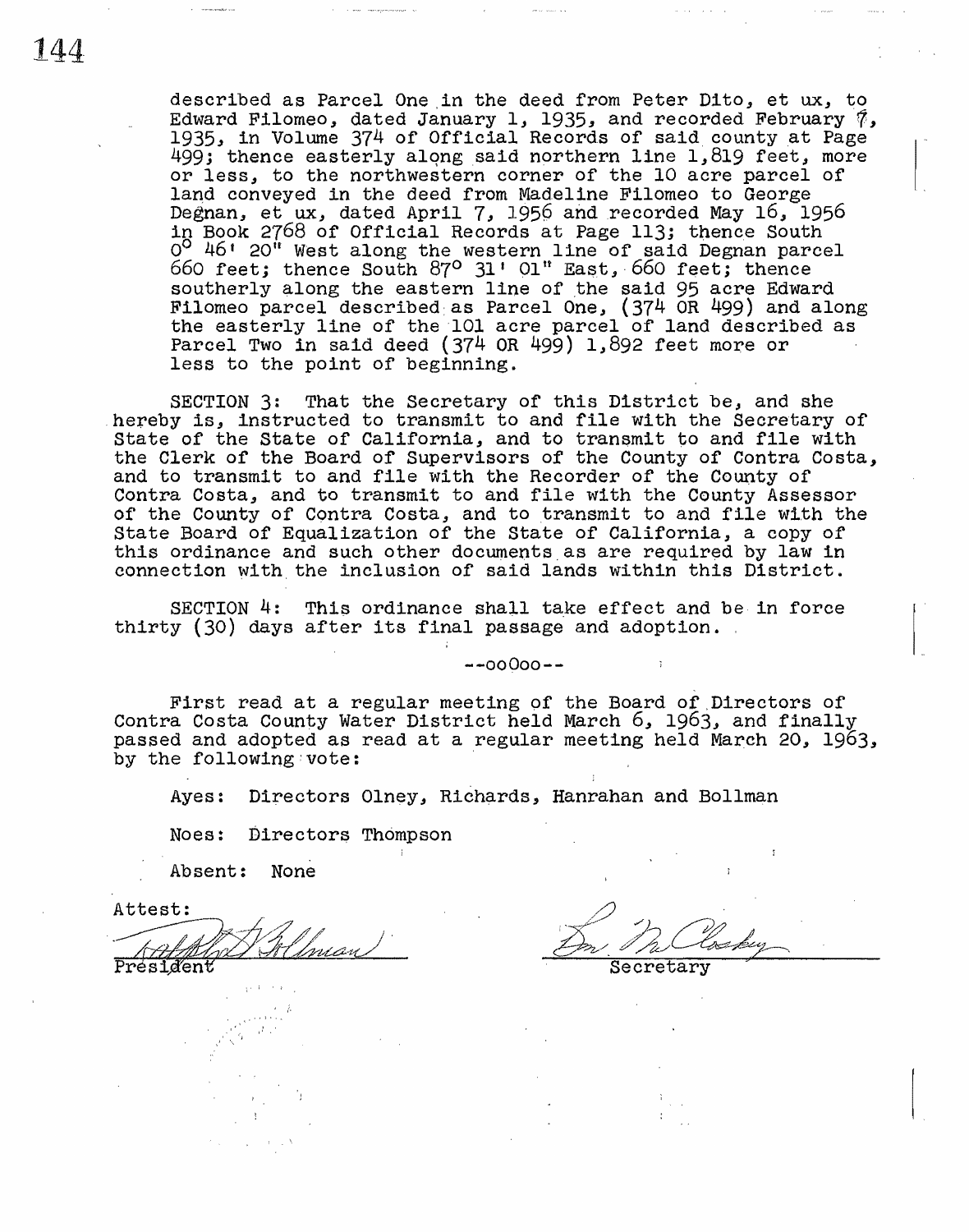described as Parcel One in the deed from Peter Dito, et ux, to Edward Filomeo, dated January 1, 1935, and recorded February 7, 1935, in Volume 374 of Official Records of said county at Page 499; thence easterly along said northern line 1,819 feet, more or less, to the northwestern corner of the 10 acre parcel of land conveyed in the deed from Madeline Filomeo to George Degnan, et ux, dated April 7, 1956 and recorded May 16, 1956 in Book 2768 of Official Records at Page 113; thence South 0° 46' 20" West along the western line of said Degnan parcel 660 feet; thence South 87° 31' 01" East, 660 feet; thence southerly along the eastern line of the said 95 acre Edward Filomeo parcel described as Parcel One, (374 OR 499) and along the easterly line of the 101 acre parcel of land described as Parcel Two in said deed (374 OR 499) 1,892 feet more or less to the point of beginning.

SECTION 3: That the Secretary of this District be, and she hereby is, instructed to transmit to and file with the Secretary of State of the State of California, and to transmit to and file with the Clerk of the Board of Supervisors of the County of Contra Costa, and to transmit to and file with the Recorder of the County of Contra Costa, and to transmit to and file with the County Assessor of the County of Contra Costa, and to transmit to and file with the State Board of Equalization of the State of California, a copy of this ordinance and such other documents as are required by law in connection with the inclusion of said lands within this District.

SECTION 4: This ordinance shall take effect and be in force thirty (30) days after its final passage and adoption.

--ooOoo--

First read at a regular meeting of the Board of Directors of Contra Costa County Water District held March 6, 1963, and finally passed and adopted as read at a regular meeting held March 20, 1963, by the following vote:

Ayes: Directors Olney, Richards, Hanrahan and Bollman

Noes: Directors Thompson

Absent: None

Attest:

President

Secretary